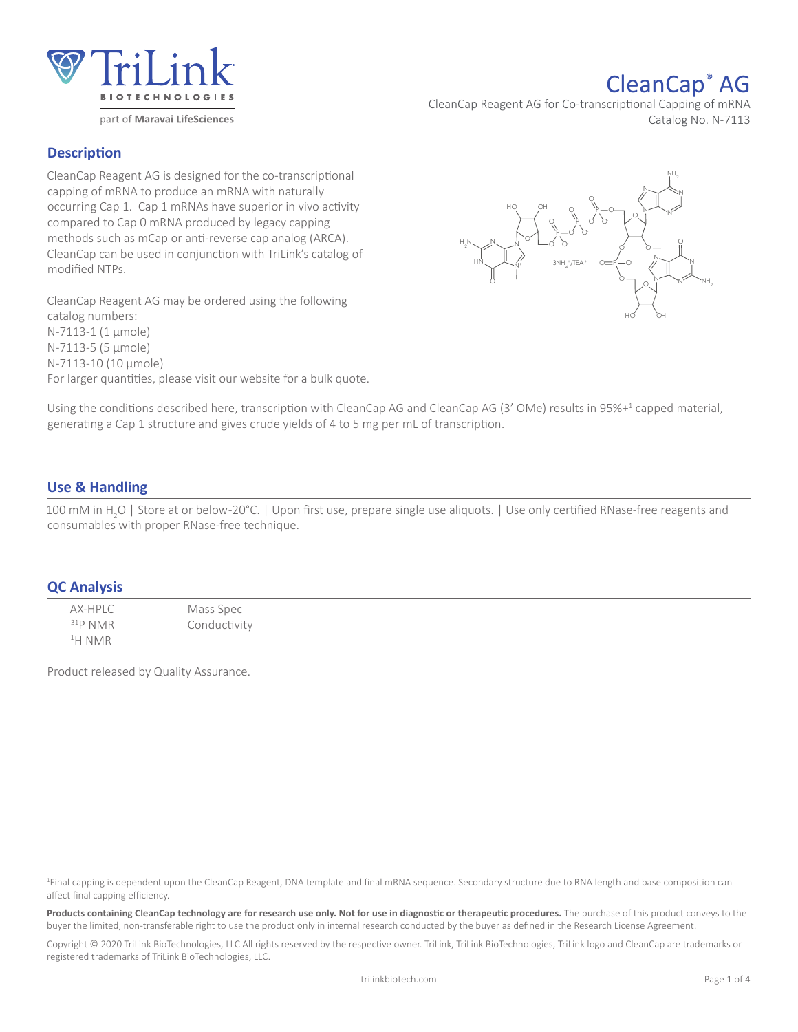# CleanCap® AG

CleanCap Reagent AG for Co-transcriptional Capping of mRNA
Catalog No. N-7113

## Description

CleanCap Reagent AG is designed for the co-transcriptional capping of mRNA to produce an mRNA with naturally occurring Cap 1. Cap 1 mRNAs have superior in vivo activity compared to Cap 0 mRNA produced by legacy capping methods such as mCap or anti-reverse cap analog (ARCA). CleanCap can be used in conjunction with TriLink's catalog of modified NTPs.

CleanCap Reagent AG may be ordered using the following catalog numbers:
N-7113-1 (1 µmole)
N-7113-5 (5 µmole)
N-7113-10 (10 µmole)
For larger quantities, please visit our website for a bulk quote.

Using the conditions described here, transcription with CleanCap AG and CleanCap AG (3' OMe) results in 95%+[1] capped material, generating a Cap 1 structure and gives crude yields of 4 to 5 mg per mL of transcription.

## Use & Handling

100 mM in $H_2O$ | Store at or below-20°C. | Upon first use, prepare single use aliquots. | Use only certified RNase-free reagents and consumables with proper RNase-free technique.

## QC Analysis

- AX-HPLC
- $^{31}$P NMR
- $^{1}$H NMR
- Mass Spec
- Conductivity

Product released by Quality Assurance.

[1]Final capping is dependent upon the CleanCap Reagent, DNA template and final mRNA sequence. Secondary structure due to RNA length and base composition can affect final capping efficiency.

**Products containing CleanCap technology are for research use only. Not for use in diagnostic or therapeutic procedures.** The purchase of this product conveys to the buyer the limited, non-transferable right to use the product only in internal research conducted by the buyer as defined in the Research License Agreement.

Copyright © 2020 TriLink BioTechnologies, LLC All rights reserved by the respective owner. TriLink, TriLink BioTechnologies, TriLink logo and CleanCap are trademarks or registered trademarks of TriLink BioTechnologies, LLC.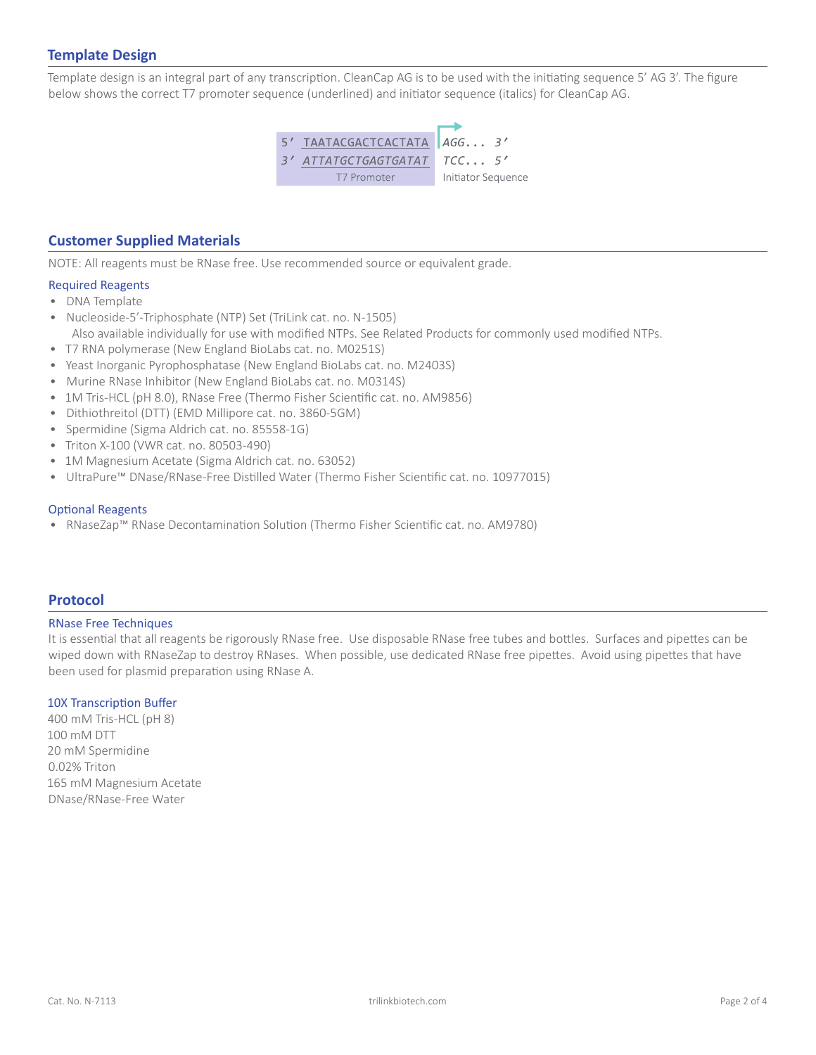## Template Design

Template design is an integral part of any transcription. CleanCap AG is to be used with the initiating sequence 5′ AG 3′. The figure below shows the correct T7 promoter sequence (underlined) and initiator sequence (italics) for CleanCap AG.

```
5'  TAATACGACTCACTATA  AGG... 3'
3'  ATTATGCTGAGTGATAT  TCC... 5'
       T7 Promoter      Initiator Sequence
```

## Customer Supplied Materials

NOTE: All reagents must be RNase free. Use recommended source or equivalent grade.

### Required Reagents

- DNA Template
- Nucleoside-5′-Triphosphate (NTP) Set (TriLink cat. no. N-1505)
  Also available individually for use with modified NTPs. See Related Products for commonly used modified NTPs.
- T7 RNA polymerase (New England BioLabs cat. no. M0251S)
- Yeast Inorganic Pyrophosphatase (New England BioLabs cat. no. M2403S)
- Murine RNase Inhibitor (New England BioLabs cat. no. M0314S)
- 1M Tris-HCL (pH 8.0), RNase Free (Thermo Fisher Scientific cat. no. AM9856)
- Dithiothreitol (DTT) (EMD Millipore cat. no. 3860-5GM)
- Spermidine (Sigma Aldrich cat. no. 85558-1G)
- Triton X-100 (VWR cat. no. 80503-490)
- 1M Magnesium Acetate (Sigma Aldrich cat. no. 63052)
- UltraPure™ DNase/RNase-Free Distilled Water (Thermo Fisher Scientific cat. no. 10977015)

### Optional Reagents

- RNaseZap™ RNase Decontamination Solution (Thermo Fisher Scientific cat. no. AM9780)

## Protocol

### RNase Free Techniques

It is essential that all reagents be rigorously RNase free. Use disposable RNase free tubes and bottles. Surfaces and pipettes can be wiped down with RNaseZap to destroy RNases. When possible, use dedicated RNase free pipettes. Avoid using pipettes that have been used for plasmid preparation using RNase A.

### 10X Transcription Buffer

400 mM Tris-HCL (pH 8)
100 mM DTT
20 mM Spermidine
0.02% Triton
165 mM Magnesium Acetate
DNase/RNase-Free Water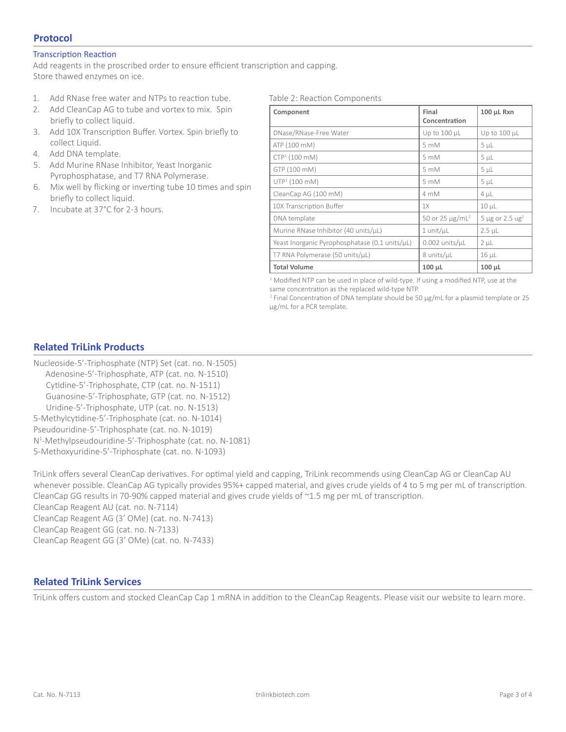## Protocol

### Transcription Reaction

Add reagents in the proscribed order to ensure efficient transcription and capping.
Store thawed enzymes on ice.

1. Add RNase free water and NTPs to reaction tube.
2. Add CleanCap AG to tube and vortex to mix. Spin briefly to collect liquid.
3. Add 10X Transcription Buffer. Vortex. Spin briefly to collect Liquid.
4. Add DNA template.
5. Add Murine RNase Inhibitor, Yeast Inorganic Pyrophosphatase, and T7 RNA Polymerase.
6. Mix well by flicking or inverting tube 10 times and spin briefly to collect liquid.
7. Incubate at 37°C for 2-3 hours.

Table 2: Reaction Components

| Component | Final Concentration | 100 µL Rxn |
|---|---|---|
| DNase/RNase-Free Water | Up to 100 µL | Up to 100 µL |
| ATP (100 mM) | 5 mM | 5 µL |
| CTP[1] (100 mM) | 5 mM | 5 µL |
| GTP (100 mM) | 5 mM | 5 µL |
| UTP[1] (100 mM) | 5 mM | 5 µL |
| CleanCap AG (100 mM) | 4 mM | 4 µL |
| 10X Transcription Buffer | 1X | 10 µL |
| DNA template | 50 or 25 µg/mL[2] | 5 µg or 2.5 ug[2] |
| Murine RNase Inhibitor (40 units/µL) | 1 unit/µL | 2.5 µL |
| Yeast Inorganic Pyrophosphatase (0.1 units/µL) | 0.002 units/µL | 2 µL |
| T7 RNA Polymerase (50 units/µL) | 8 units/µL | 16 µL |
| **Total Volume** | **100 µL** | **100 µL** |

[1] Modified NTP can be used in place of wild-type. If using a modified NTP, use at the same concentration as the replaced wild-type NTP.
[2] Final Concentration of DNA template should be 50 µg/mL for a plasmid template or 25 µg/mL for a PCR template.

## Related TriLink Products

Nucleoside-5'-Triphosphate (NTP) Set (cat. no. N-1505)
 Adenosine-5'-Triphosphate, ATP (cat. no. N-1510)
 Cytidine-5'-Triphosphate, CTP (cat. no. N-1511)
 Guanosine-5'-Triphosphate, GTP (cat. no. N-1512)
 Uridine-5'-Triphosphate, UTP (cat. no. N-1513)
5-Methylcytidine-5'-Triphosphate (cat. no. N-1014)
Pseudouridine-5'-Triphosphate (cat. no. N-1019)
$N^1$-Methylpseudouridine-5'-Triphosphate (cat. no. N-1081)
5-Methoxyuridine-5'-Triphosphate (cat. no. N-1093)

TriLink offers several CleanCap derivatives. For optimal yield and capping, TriLink recommends using CleanCap AG or CleanCap AU whenever possible. CleanCap AG typically provides 95%+ capped material, and gives crude yields of 4 to 5 mg per mL of transcription. CleanCap GG results in 70-90% capped material and gives crude yields of ~1.5 mg per mL of transcription.
CleanCap Reagent AU (cat. no. N-7114)
CleanCap Reagent AG (3' OMe) (cat. no. N-7413)
CleanCap Reagent GG (cat. no. N-7133)
CleanCap Reagent GG (3' OMe) (cat. no. N-7433)

## Related TriLink Services

TriLink offers custom and stocked CleanCap Cap 1 mRNA in addition to the CleanCap Reagents. Please visit our website to learn more.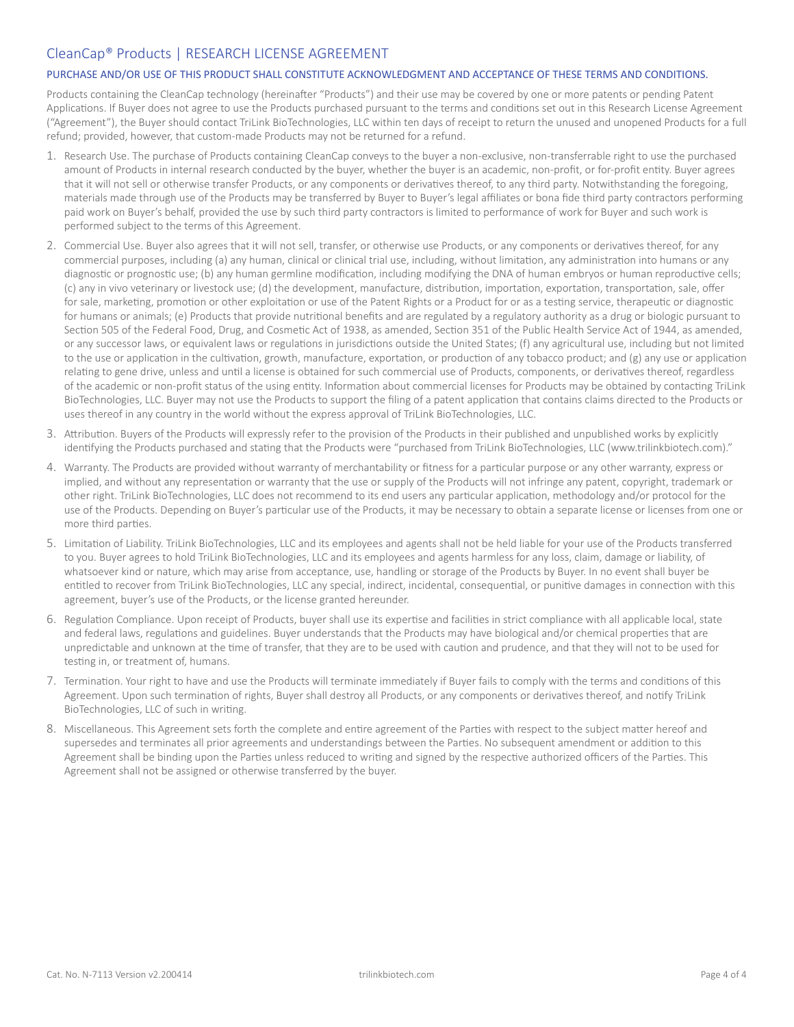## CleanCap® Products | RESEARCH LICENSE AGREEMENT

PURCHASE AND/OR USE OF THIS PRODUCT SHALL CONSTITUTE ACKNOWLEDGMENT AND ACCEPTANCE OF THESE TERMS AND CONDITIONS.

Products containing the CleanCap technology (hereinafter "Products") and their use may be covered by one or more patents or pending Patent Applications. If Buyer does not agree to use the Products purchased pursuant to the terms and conditions set out in this Research License Agreement ("Agreement"), the Buyer should contact TriLink BioTechnologies, LLC within ten days of receipt to return the unused and unopened Products for a full refund; provided, however, that custom-made Products may not be returned for a refund.

1. Research Use. The purchase of Products containing CleanCap conveys to the buyer a non-exclusive, non-transferrable right to use the purchased amount of Products in internal research conducted by the buyer, whether the buyer is an academic, non-profit, or for-profit entity. Buyer agrees that it will not sell or otherwise transfer Products, or any components or derivatives thereof, to any third party. Notwithstanding the foregoing, materials made through use of the Products may be transferred by Buyer to Buyer's legal affiliates or bona fide third party contractors performing paid work on Buyer's behalf, provided the use by such third party contractors is limited to performance of work for Buyer and such work is performed subject to the terms of this Agreement.
2. Commercial Use. Buyer also agrees that it will not sell, transfer, or otherwise use Products, or any components or derivatives thereof, for any commercial purposes, including (a) any human, clinical or clinical trial use, including, without limitation, any administration into humans or any diagnostic or prognostic use; (b) any human germline modification, including modifying the DNA of human embryos or human reproductive cells; (c) any in vivo veterinary or livestock use; (d) the development, manufacture, distribution, importation, exportation, transportation, sale, offer for sale, marketing, promotion or other exploitation or use of the Patent Rights or a Product for or as a testing service, therapeutic or diagnostic for humans or animals; (e) Products that provide nutritional benefits and are regulated by a regulatory authority as a drug or biologic pursuant to Section 505 of the Federal Food, Drug, and Cosmetic Act of 1938, as amended, Section 351 of the Public Health Service Act of 1944, as amended, or any successor laws, or equivalent laws or regulations in jurisdictions outside the United States; (f) any agricultural use, including but not limited to the use or application in the cultivation, growth, manufacture, exportation, or production of any tobacco product; and (g) any use or application relating to gene drive, unless and until a license is obtained for such commercial use of Products, components, or derivatives thereof, regardless of the academic or non-profit status of the using entity. Information about commercial licenses for Products may be obtained by contacting TriLink BioTechnologies, LLC. Buyer may not use the Products to support the filing of a patent application that contains claims directed to the Products or uses thereof in any country in the world without the express approval of TriLink BioTechnologies, LLC.
3. Attribution. Buyers of the Products will expressly refer to the provision of the Products in their published and unpublished works by explicitly identifying the Products purchased and stating that the Products were "purchased from TriLink BioTechnologies, LLC (www.trilinkbiotech.com)."
4. Warranty. The Products are provided without warranty of merchantability or fitness for a particular purpose or any other warranty, express or implied, and without any representation or warranty that the use or supply of the Products will not infringe any patent, copyright, trademark or other right. TriLink BioTechnologies, LLC does not recommend to its end users any particular application, methodology and/or protocol for the use of the Products. Depending on Buyer's particular use of the Products, it may be necessary to obtain a separate license or licenses from one or more third parties.
5. Limitation of Liability. TriLink BioTechnologies, LLC and its employees and agents shall not be held liable for your use of the Products transferred to you. Buyer agrees to hold TriLink BioTechnologies, LLC and its employees and agents harmless for any loss, claim, damage or liability, of whatsoever kind or nature, which may arise from acceptance, use, handling or storage of the Products by Buyer. In no event shall buyer be entitled to recover from TriLink BioTechnologies, LLC any special, indirect, incidental, consequential, or punitive damages in connection with this agreement, buyer's use of the Products, or the license granted hereunder.
6. Regulation Compliance. Upon receipt of Products, buyer shall use its expertise and facilities in strict compliance with all applicable local, state and federal laws, regulations and guidelines. Buyer understands that the Products may have biological and/or chemical properties that are unpredictable and unknown at the time of transfer, that they are to be used with caution and prudence, and that they will not to be used for testing in, or treatment of, humans.
7. Termination. Your right to have and use the Products will terminate immediately if Buyer fails to comply with the terms and conditions of this Agreement. Upon such termination of rights, Buyer shall destroy all Products, or any components or derivatives thereof, and notify TriLink BioTechnologies, LLC of such in writing.
8. Miscellaneous. This Agreement sets forth the complete and entire agreement of the Parties with respect to the subject matter hereof and supersedes and terminates all prior agreements and understandings between the Parties. No subsequent amendment or addition to this Agreement shall be binding upon the Parties unless reduced to writing and signed by the respective authorized officers of the Parties. This Agreement shall not be assigned or otherwise transferred by the buyer.

Cat. No. N-7113 Version v2.200414